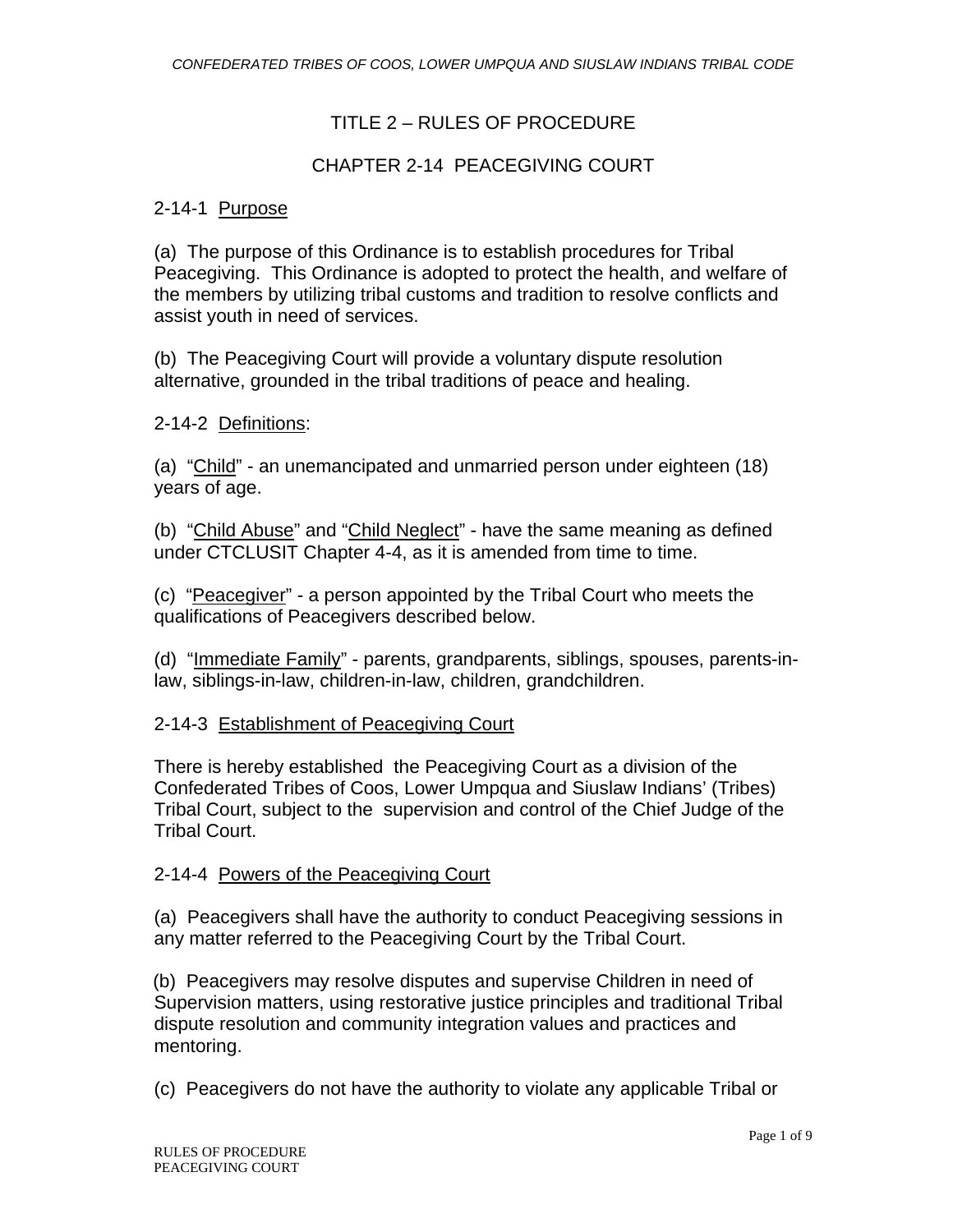# TITLE 2 – RULES OF PROCEDURE

## CHAPTER 2-14 PEACEGIVING COURT

### 2-14-1 Purpose

(a) The purpose of this Ordinance is to establish procedures for Tribal Peacegiving. This Ordinance is adopted to protect the health, and welfare of the members by utilizing tribal customs and tradition to resolve conflicts and assist youth in need of services.

(b) The Peacegiving Court will provide a voluntary dispute resolution alternative, grounded in the tribal traditions of peace and healing.

### 2-14-2 Definitions:

(a) "Child" - an unemancipated and unmarried person under eighteen (18) years of age.

(b) "Child Abuse" and "Child Neglect" - have the same meaning as defined under CTCLUSIT Chapter 4-4, as it is amended from time to time.

(c) "Peacegiver" - a person appointed by the Tribal Court who meets the qualifications of Peacegivers described below.

(d) "Immediate Family" - parents, grandparents, siblings, spouses, parents-in-law, siblings-in-law, children-in-law, children, grandchildren.

### 2-14-3 Establishment of Peacegiving Court

There is hereby established the Peacegiving Court as a division of the Confederated Tribes of Coos, Lower Umpqua and Siuslaw Indians' (Tribes) Tribal Court, subject to the supervision and control of the Chief Judge of the Tribal Court.

### 2-14-4 Powers of the Peacegiving Court

(a) Peacegivers shall have the authority to conduct Peacegiving sessions in any matter referred to the Peacegiving Court by the Tribal Court.

(b) Peacegivers may resolve disputes and supervise Children in need of Supervision matters, using restorative justice principles and traditional Tribal dispute resolution and community integration values and practices and mentoring.

(c) Peacegivers do not have the authority to violate any applicable Tribal or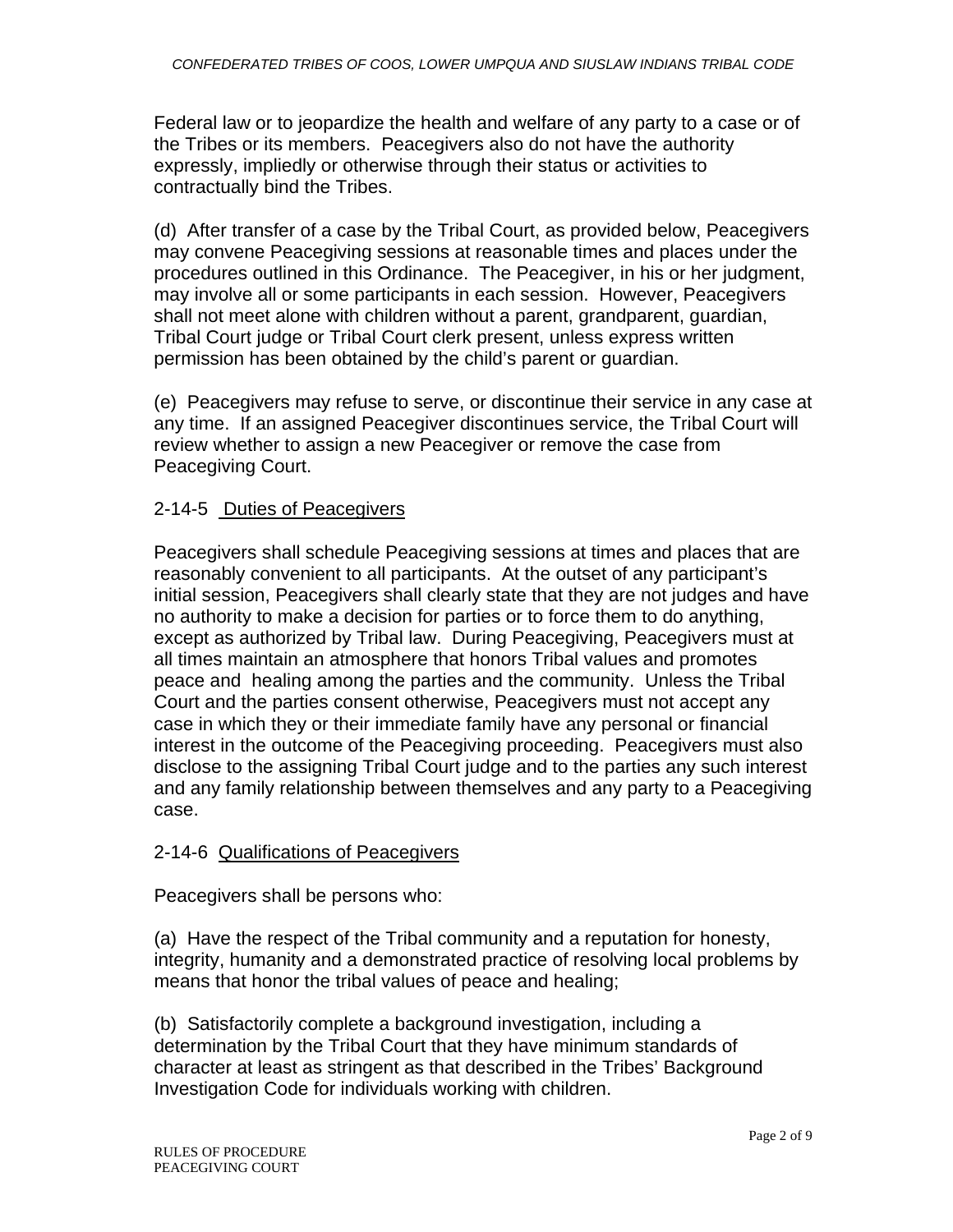Federal law or to jeopardize the health and welfare of any party to a case or of the Tribes or its members. Peacegivers also do not have the authority expressly, impliedly or otherwise through their status or activities to contractually bind the Tribes.

(d) After transfer of a case by the Tribal Court, as provided below, Peacegivers may convene Peacegiving sessions at reasonable times and places under the procedures outlined in this Ordinance. The Peacegiver, in his or her judgment, may involve all or some participants in each session. However, Peacegivers shall not meet alone with children without a parent, grandparent, guardian, Tribal Court judge or Tribal Court clerk present, unless express written permission has been obtained by the child's parent or guardian.

(e) Peacegivers may refuse to serve, or discontinue their service in any case at any time. If an assigned Peacegiver discontinues service, the Tribal Court will review whether to assign a new Peacegiver or remove the case from Peacegiving Court.

## 2-14-5 Duties of Peacegivers

Peacegivers shall schedule Peacegiving sessions at times and places that are reasonably convenient to all participants. At the outset of any participant's initial session, Peacegivers shall clearly state that they are not judges and have no authority to make a decision for parties or to force them to do anything, except as authorized by Tribal law. During Peacegiving, Peacegivers must at all times maintain an atmosphere that honors Tribal values and promotes peace and healing among the parties and the community. Unless the Tribal Court and the parties consent otherwise, Peacegivers must not accept any case in which they or their immediate family have any personal or financial interest in the outcome of the Peacegiving proceeding. Peacegivers must also disclose to the assigning Tribal Court judge and to the parties any such interest and any family relationship between themselves and any party to a Peacegiving case.

## 2-14-6 Qualifications of Peacegivers

Peacegivers shall be persons who:

(a) Have the respect of the Tribal community and a reputation for honesty, integrity, humanity and a demonstrated practice of resolving local problems by means that honor the tribal values of peace and healing;

(b) Satisfactorily complete a background investigation, including a determination by the Tribal Court that they have minimum standards of character at least as stringent as that described in the Tribes' Background Investigation Code for individuals working with children.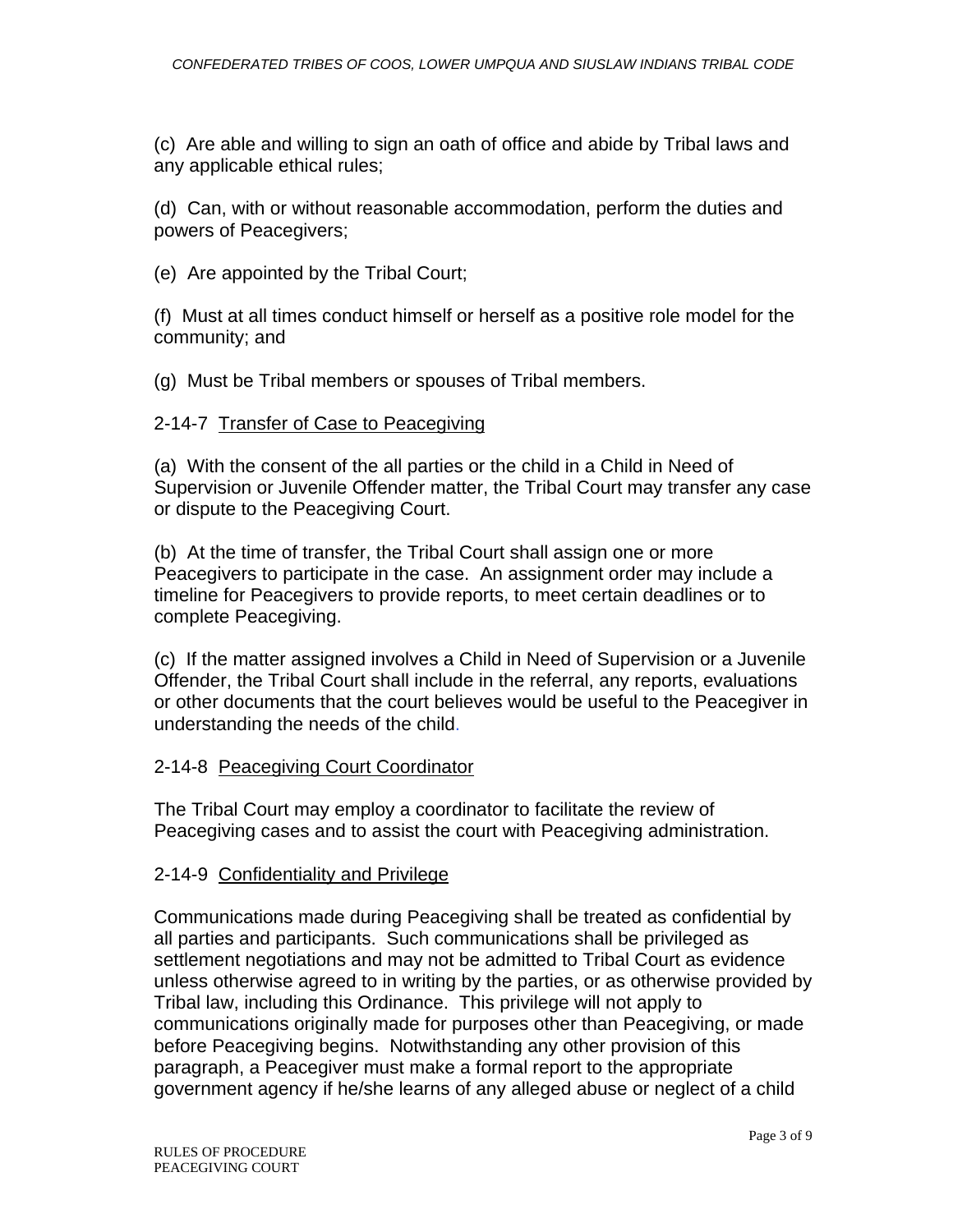(c) Are able and willing to sign an oath of office and abide by Tribal laws and any applicable ethical rules;

(d) Can, with or without reasonable accommodation, perform the duties and powers of Peacegivers;

(e) Are appointed by the Tribal Court;

(f) Must at all times conduct himself or herself as a positive role model for the community; and

(g) Must be Tribal members or spouses of Tribal members.

2-14-7 <u>Transfer of Case to Peacegiving</u>

(a) With the consent of the all parties or the child in a Child in Need of Supervision or Juvenile Offender matter, the Tribal Court may transfer any case or dispute to the Peacegiving Court.

(b) At the time of transfer, the Tribal Court shall assign one or more Peacegivers to participate in the case. An assignment order may include a timeline for Peacegivers to provide reports, to meet certain deadlines or to complete Peacegiving.

(c) If the matter assigned involves a Child in Need of Supervision or a Juvenile Offender, the Tribal Court shall include in the referral, any reports, evaluations or other documents that the court believes would be useful to the Peacegiver in understanding the needs of the child.

2-14-8 <u>Peacegiving Court Coordinator</u>

The Tribal Court may employ a coordinator to facilitate the review of Peacegiving cases and to assist the court with Peacegiving administration.

2-14-9 <u>Confidentiality and Privilege</u>

Communications made during Peacegiving shall be treated as confidential by all parties and participants. Such communications shall be privileged as settlement negotiations and may not be admitted to Tribal Court as evidence unless otherwise agreed to in writing by the parties, or as otherwise provided by Tribal law, including this Ordinance. This privilege will not apply to communications originally made for purposes other than Peacegiving, or made before Peacegiving begins. Notwithstanding any other provision of this paragraph, a Peacegiver must make a formal report to the appropriate government agency if he/she learns of any alleged abuse or neglect of a child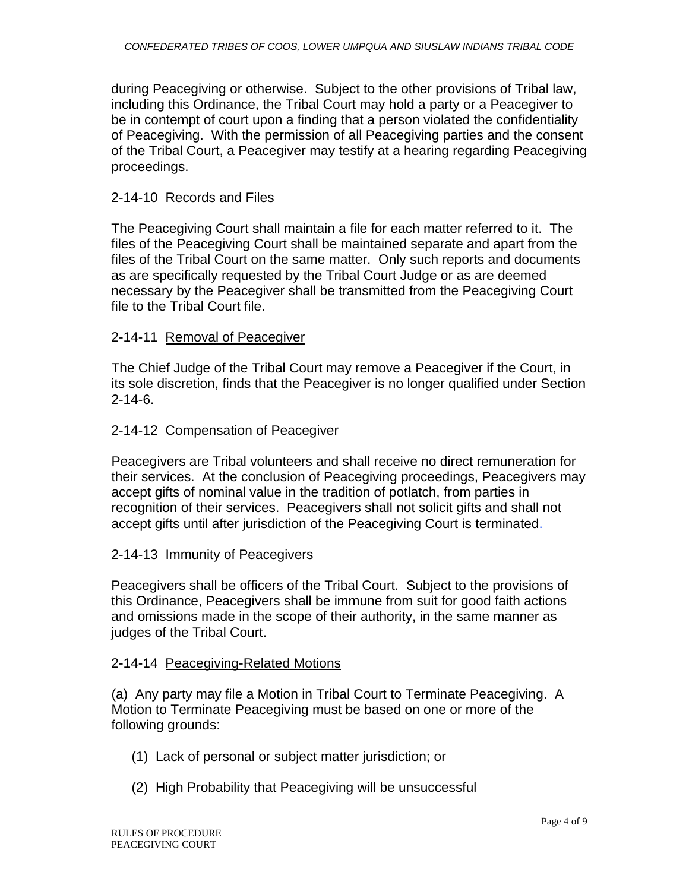during Peacegiving or otherwise. Subject to the other provisions of Tribal law, including this Ordinance, the Tribal Court may hold a party or a Peacegiver to be in contempt of court upon a finding that a person violated the confidentiality of Peacegiving. With the permission of all Peacegiving parties and the consent of the Tribal Court, a Peacegiver may testify at a hearing regarding Peacegiving proceedings.

### 2-14-10 Records and Files

The Peacegiving Court shall maintain a file for each matter referred to it. The files of the Peacegiving Court shall be maintained separate and apart from the files of the Tribal Court on the same matter. Only such reports and documents as are specifically requested by the Tribal Court Judge or as are deemed necessary by the Peacegiver shall be transmitted from the Peacegiving Court file to the Tribal Court file.

### 2-14-11 Removal of Peacegiver

The Chief Judge of the Tribal Court may remove a Peacegiver if the Court, in its sole discretion, finds that the Peacegiver is no longer qualified under Section 2-14-6.

### 2-14-12 Compensation of Peacegiver

Peacegivers are Tribal volunteers and shall receive no direct remuneration for their services. At the conclusion of Peacegiving proceedings, Peacegivers may accept gifts of nominal value in the tradition of potlatch, from parties in recognition of their services. Peacegivers shall not solicit gifts and shall not accept gifts until after jurisdiction of the Peacegiving Court is terminated.

### 2-14-13 Immunity of Peacegivers

Peacegivers shall be officers of the Tribal Court. Subject to the provisions of this Ordinance, Peacegivers shall be immune from suit for good faith actions and omissions made in the scope of their authority, in the same manner as judges of the Tribal Court.

### 2-14-14 Peacegiving-Related Motions

(a) Any party may file a Motion in Tribal Court to Terminate Peacegiving. A Motion to Terminate Peacegiving must be based on one or more of the following grounds:

(1) Lack of personal or subject matter jurisdiction; or

(2) High Probability that Peacegiving will be unsuccessful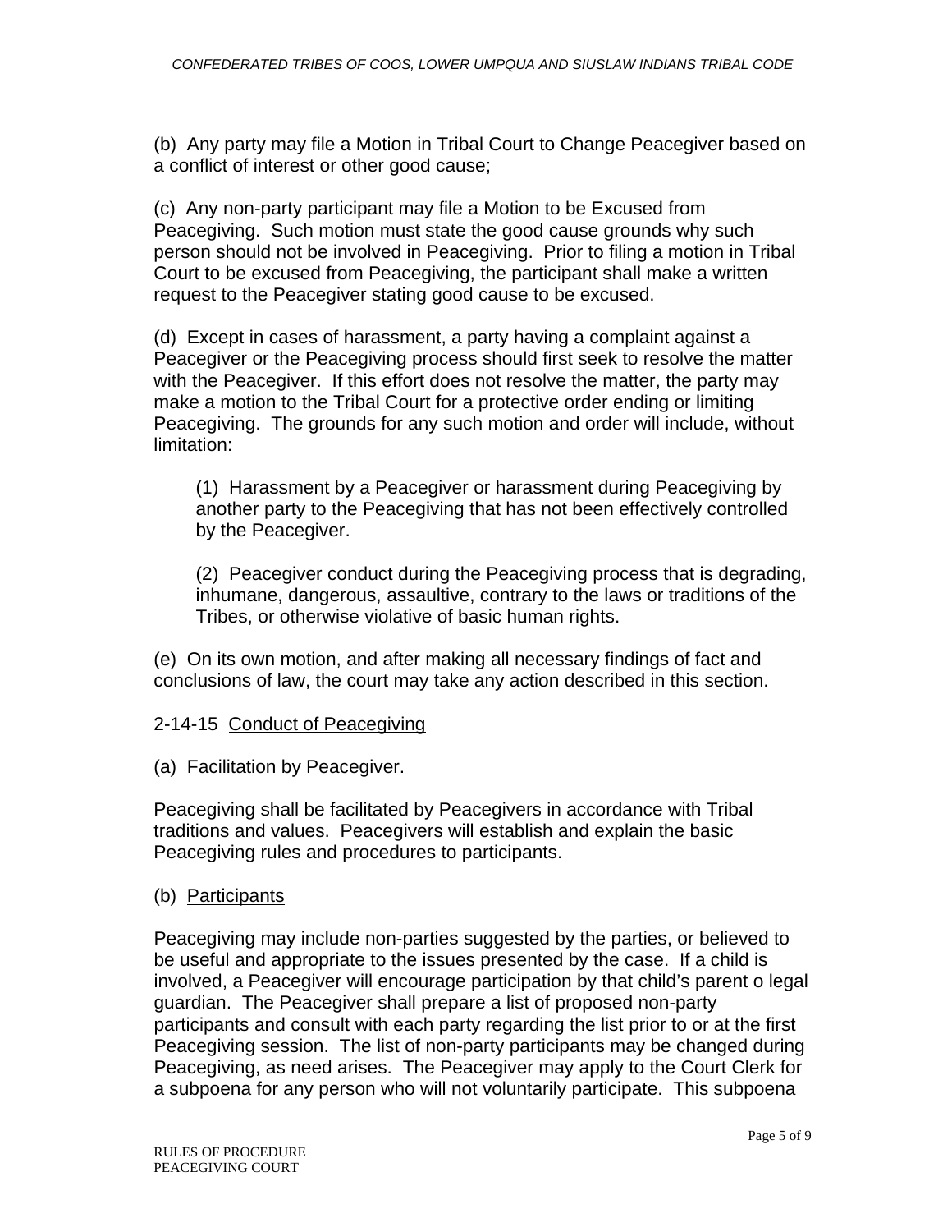(b) Any party may file a Motion in Tribal Court to Change Peacegiver based on a conflict of interest or other good cause;

(c) Any non-party participant may file a Motion to be Excused from Peacegiving. Such motion must state the good cause grounds why such person should not be involved in Peacegiving. Prior to filing a motion in Tribal Court to be excused from Peacegiving, the participant shall make a written request to the Peacegiver stating good cause to be excused.

(d) Except in cases of harassment, a party having a complaint against a Peacegiver or the Peacegiving process should first seek to resolve the matter with the Peacegiver. If this effort does not resolve the matter, the party may make a motion to the Tribal Court for a protective order ending or limiting Peacegiving. The grounds for any such motion and order will include, without limitation:

> (1) Harassment by a Peacegiver or harassment during Peacegiving by another party to the Peacegiving that has not been effectively controlled by the Peacegiver.
>
> (2) Peacegiver conduct during the Peacegiving process that is degrading, inhumane, dangerous, assaultive, contrary to the laws or traditions of the Tribes, or otherwise violative of basic human rights.

(e) On its own motion, and after making all necessary findings of fact and conclusions of law, the court may take any action described in this section.

2-14-15 Conduct of Peacegiving

(a) Facilitation by Peacegiver.

Peacegiving shall be facilitated by Peacegivers in accordance with Tribal traditions and values. Peacegivers will establish and explain the basic Peacegiving rules and procedures to participants.

(b) Participants

Peacegiving may include non-parties suggested by the parties, or believed to be useful and appropriate to the issues presented by the case. If a child is involved, a Peacegiver will encourage participation by that child's parent o legal guardian. The Peacegiver shall prepare a list of proposed non-party participants and consult with each party regarding the list prior to or at the first Peacegiving session. The list of non-party participants may be changed during Peacegiving, as need arises. The Peacegiver may apply to the Court Clerk for a subpoena for any person who will not voluntarily participate. This subpoena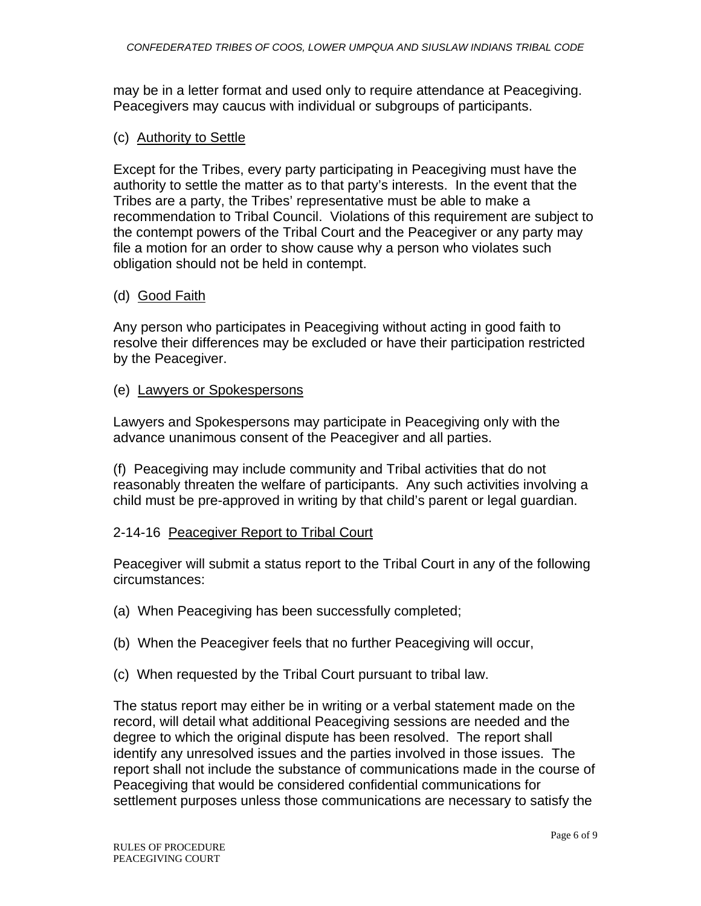may be in a letter format and used only to require attendance at Peacegiving. Peacegivers may caucus with individual or subgroups of participants.

(c) Authority to Settle

Except for the Tribes, every party participating in Peacegiving must have the authority to settle the matter as to that party's interests. In the event that the Tribes are a party, the Tribes' representative must be able to make a recommendation to Tribal Council. Violations of this requirement are subject to the contempt powers of the Tribal Court and the Peacegiver or any party may file a motion for an order to show cause why a person who violates such obligation should not be held in contempt.

(d) Good Faith

Any person who participates in Peacegiving without acting in good faith to resolve their differences may be excluded or have their participation restricted by the Peacegiver.

(e) Lawyers or Spokespersons

Lawyers and Spokespersons may participate in Peacegiving only with the advance unanimous consent of the Peacegiver and all parties.

(f) Peacegiving may include community and Tribal activities that do not reasonably threaten the welfare of participants. Any such activities involving a child must be pre-approved in writing by that child's parent or legal guardian.

## 2-14-16 Peacegiver Report to Tribal Court

Peacegiver will submit a status report to the Tribal Court in any of the following circumstances:

(a) When Peacegiving has been successfully completed;

(b) When the Peacegiver feels that no further Peacegiving will occur,

(c) When requested by the Tribal Court pursuant to tribal law.

The status report may either be in writing or a verbal statement made on the record, will detail what additional Peacegiving sessions are needed and the degree to which the original dispute has been resolved. The report shall identify any unresolved issues and the parties involved in those issues. The report shall not include the substance of communications made in the course of Peacegiving that would be considered confidential communications for settlement purposes unless those communications are necessary to satisfy the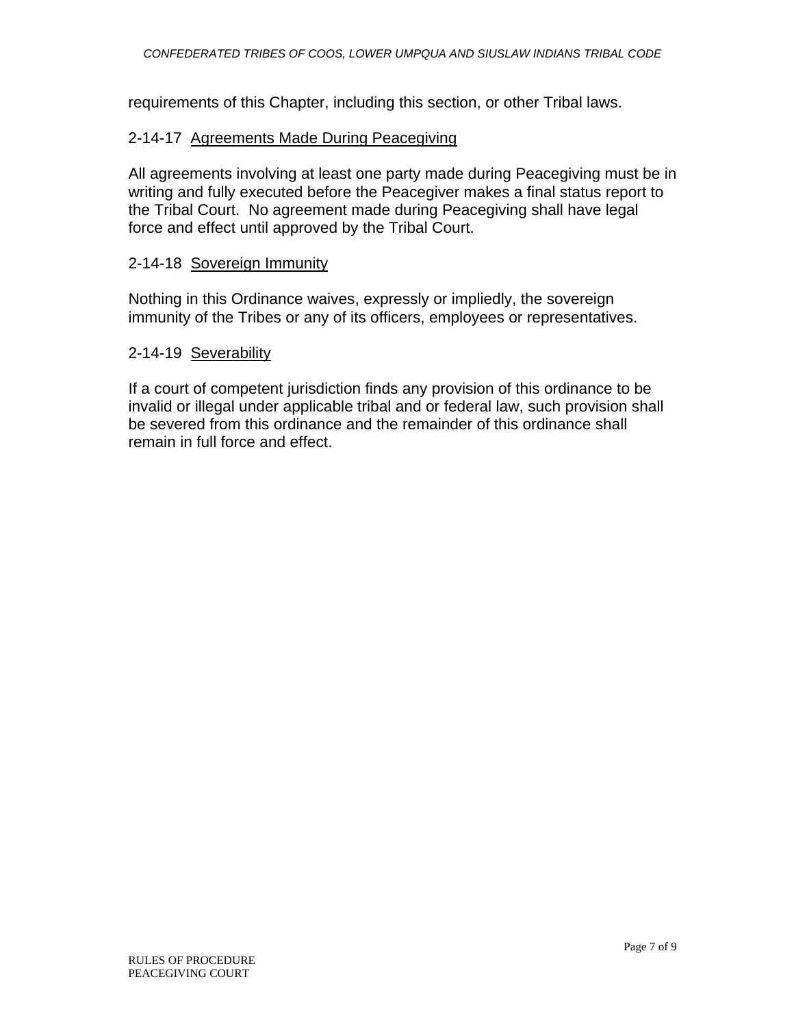requirements of this Chapter, including this section, or other Tribal laws.

## 2-14-17 Agreements Made During Peacegiving

All agreements involving at least one party made during Peacegiving must be in writing and fully executed before the Peacegiver makes a final status report to the Tribal Court. No agreement made during Peacegiving shall have legal force and effect until approved by the Tribal Court.

## 2-14-18 Sovereign Immunity

Nothing in this Ordinance waives, expressly or impliedly, the sovereign immunity of the Tribes or any of its officers, employees or representatives.

## 2-14-19 Severability

If a court of competent jurisdiction finds any provision of this ordinance to be invalid or illegal under applicable tribal and or federal law, such provision shall be severed from this ordinance and the remainder of this ordinance shall remain in full force and effect.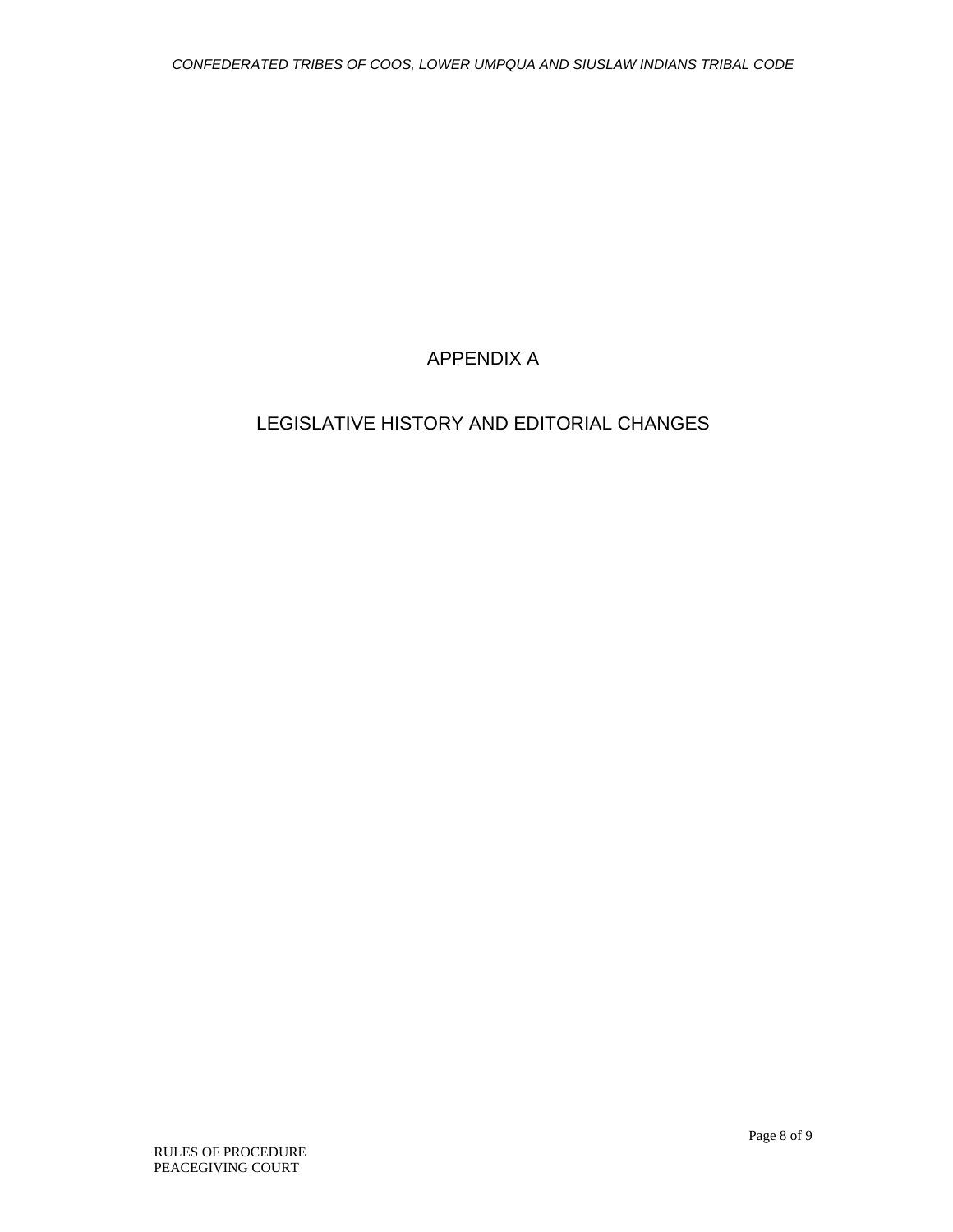# APPENDIX A

## LEGISLATIVE HISTORY AND EDITORIAL CHANGES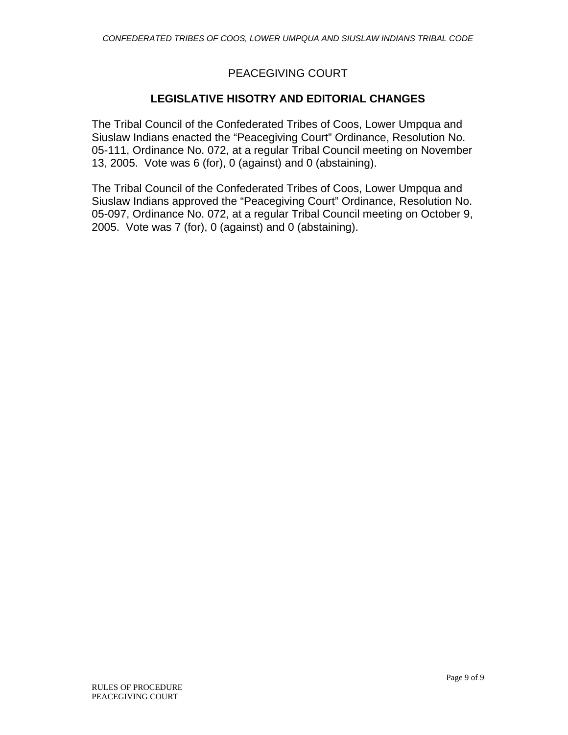PEACEGIVING COURT

## LEGISLATIVE HISOTRY AND EDITORIAL CHANGES

The Tribal Council of the Confederated Tribes of Coos, Lower Umpqua and Siuslaw Indians enacted the “Peacegiving Court” Ordinance, Resolution No. 05-111, Ordinance No. 072, at a regular Tribal Council meeting on November 13, 2005. Vote was 6 (for), 0 (against) and 0 (abstaining).

The Tribal Council of the Confederated Tribes of Coos, Lower Umpqua and Siuslaw Indians approved the “Peacegiving Court” Ordinance, Resolution No. 05-097, Ordinance No. 072, at a regular Tribal Council meeting on October 9, 2005. Vote was 7 (for), 0 (against) and 0 (abstaining).